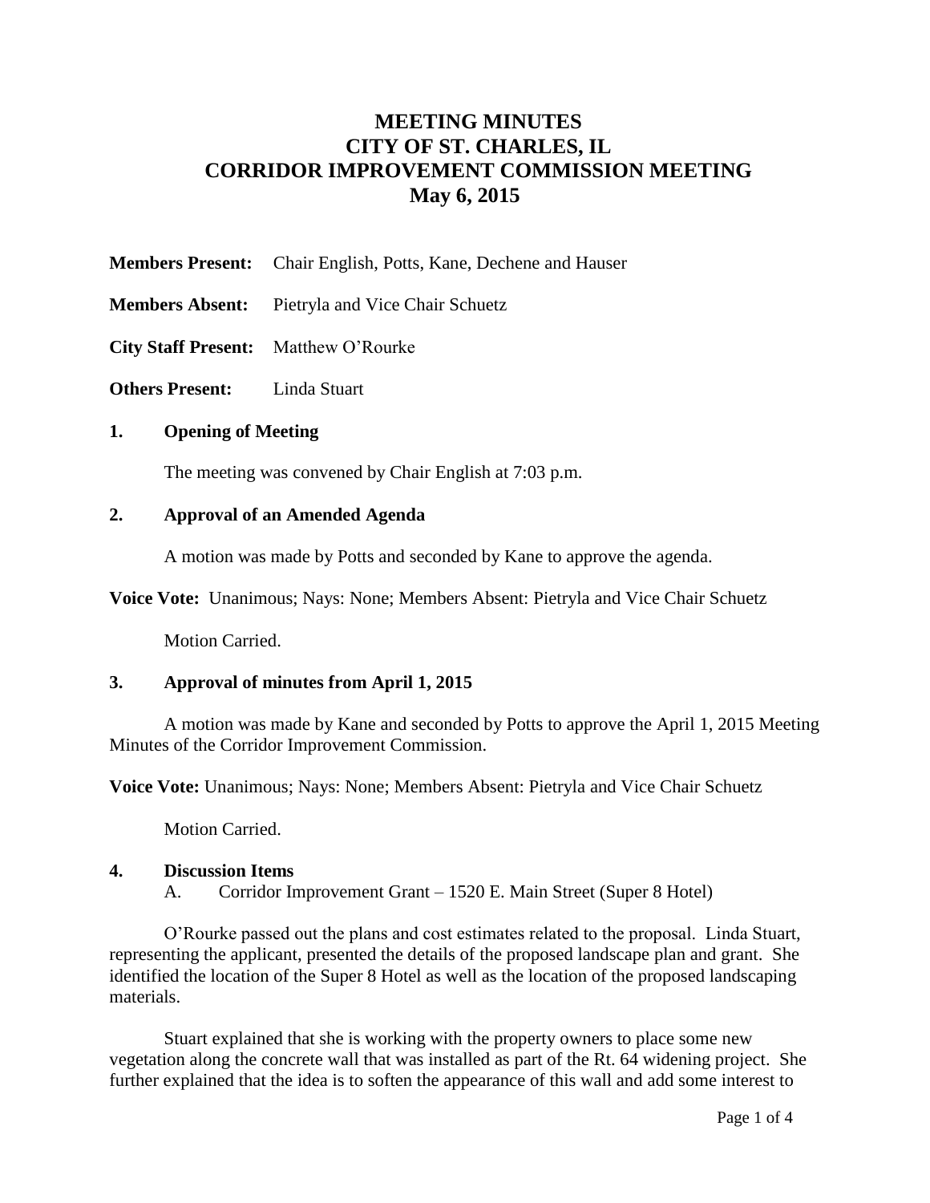# MEETING MINUTES
# CITY OF ST. CHARLES, IL
# CORRIDOR IMPROVEMENT COMMISSION MEETING
# May 6, 2015

**Members Present:** Chair English, Potts, Kane, Dechene and Hauser

**Members Absent:** Pietryla and Vice Chair Schuetz

**City Staff Present:** Matthew O'Rourke

**Others Present:** Linda Stuart

## 1. Opening of Meeting

The meeting was convened by Chair English at 7:03 p.m.

## 2. Approval of an Amended Agenda

A motion was made by Potts and seconded by Kane to approve the agenda.

**Voice Vote:** Unanimous; Nays: None; Members Absent: Pietryla and Vice Chair Schuetz

Motion Carried.

## 3. Approval of minutes from April 1, 2015

A motion was made by Kane and seconded by Potts to approve the April 1, 2015 Meeting Minutes of the Corridor Improvement Commission.

**Voice Vote:** Unanimous; Nays: None; Members Absent: Pietryla and Vice Chair Schuetz

Motion Carried.

## 4. Discussion Items

A. Corridor Improvement Grant – 1520 E. Main Street (Super 8 Hotel)

O'Rourke passed out the plans and cost estimates related to the proposal. Linda Stuart, representing the applicant, presented the details of the proposed landscape plan and grant. She identified the location of the Super 8 Hotel as well as the location of the proposed landscaping materials.

Stuart explained that she is working with the property owners to place some new vegetation along the concrete wall that was installed as part of the Rt. 64 widening project. She further explained that the idea is to soften the appearance of this wall and add some interest to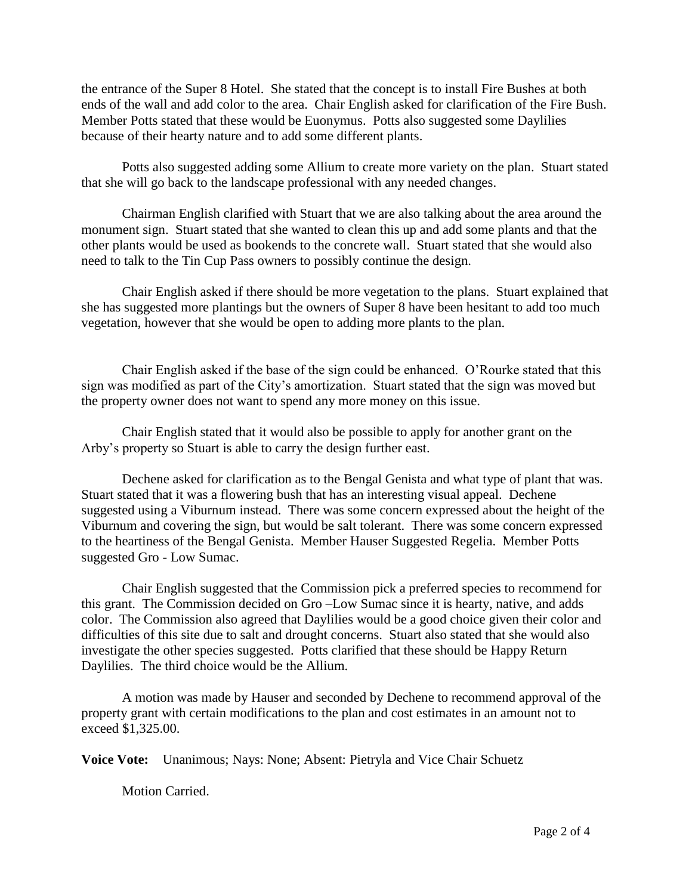the entrance of the Super 8 Hotel. She stated that the concept is to install Fire Bushes at both ends of the wall and add color to the area. Chair English asked for clarification of the Fire Bush. Member Potts stated that these would be Euonymus. Potts also suggested some Daylilies because of their hearty nature and to add some different plants.

Potts also suggested adding some Allium to create more variety on the plan. Stuart stated that she will go back to the landscape professional with any needed changes.

Chairman English clarified with Stuart that we are also talking about the area around the monument sign. Stuart stated that she wanted to clean this up and add some plants and that the other plants would be used as bookends to the concrete wall. Stuart stated that she would also need to talk to the Tin Cup Pass owners to possibly continue the design.

Chair English asked if there should be more vegetation to the plans. Stuart explained that she has suggested more plantings but the owners of Super 8 have been hesitant to add too much vegetation, however that she would be open to adding more plants to the plan.

Chair English asked if the base of the sign could be enhanced. O'Rourke stated that this sign was modified as part of the City's amortization. Stuart stated that the sign was moved but the property owner does not want to spend any more money on this issue.

Chair English stated that it would also be possible to apply for another grant on the Arby's property so Stuart is able to carry the design further east.

Dechene asked for clarification as to the Bengal Genista and what type of plant that was. Stuart stated that it was a flowering bush that has an interesting visual appeal. Dechene suggested using a Viburnum instead. There was some concern expressed about the height of the Viburnum and covering the sign, but would be salt tolerant. There was some concern expressed to the heartiness of the Bengal Genista. Member Hauser Suggested Regelia. Member Potts suggested Gro - Low Sumac.

Chair English suggested that the Commission pick a preferred species to recommend for this grant. The Commission decided on Gro –Low Sumac since it is hearty, native, and adds color. The Commission also agreed that Daylilies would be a good choice given their color and difficulties of this site due to salt and drought concerns. Stuart also stated that she would also investigate the other species suggested. Potts clarified that these should be Happy Return Daylilies. The third choice would be the Allium.

A motion was made by Hauser and seconded by Dechene to recommend approval of the property grant with certain modifications to the plan and cost estimates in an amount not to exceed $1,325.00.

**Voice Vote:** Unanimous; Nays: None; Absent: Pietryla and Vice Chair Schuetz

Motion Carried.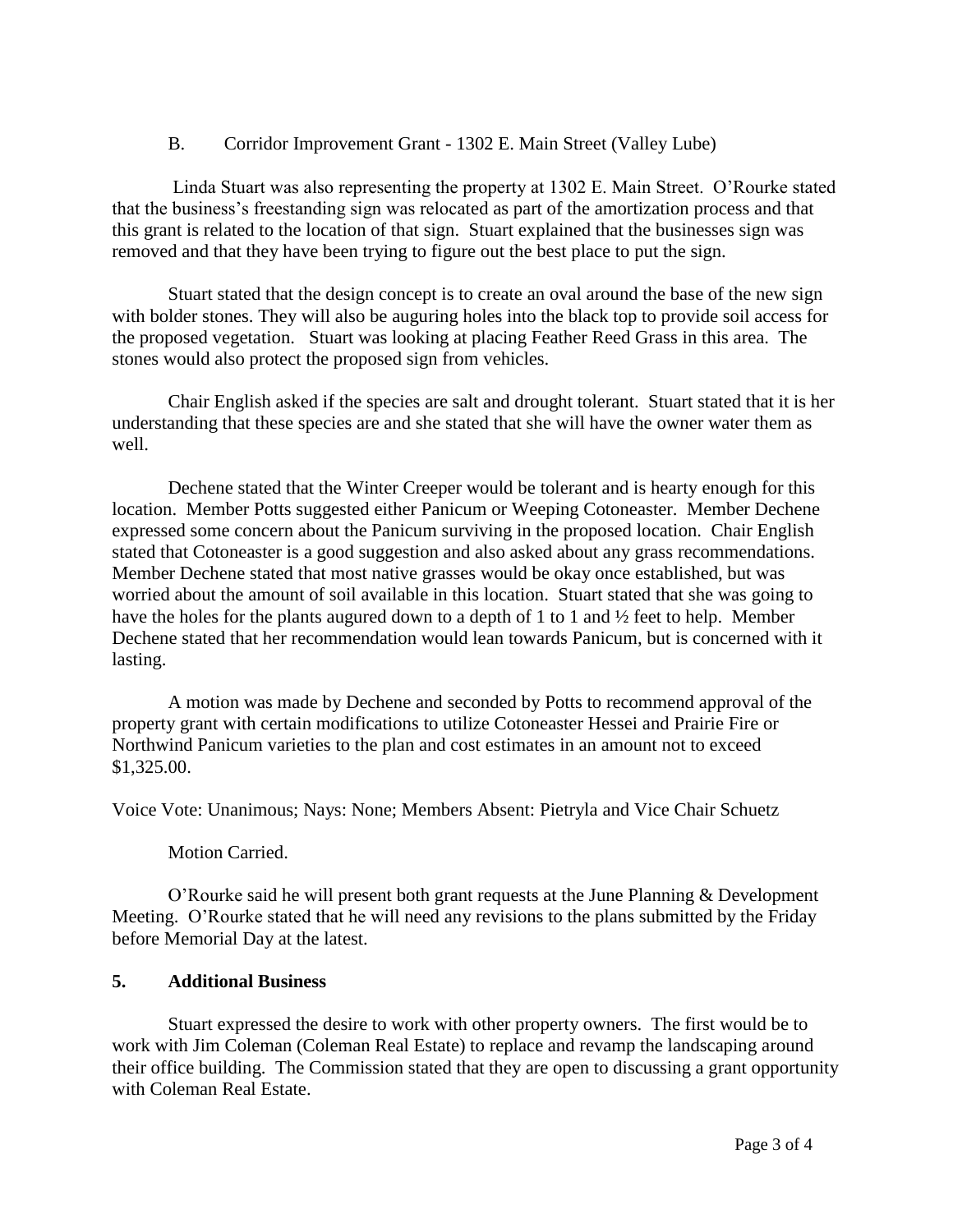B. Corridor Improvement Grant - 1302 E. Main Street (Valley Lube)

Linda Stuart was also representing the property at 1302 E. Main Street. O'Rourke stated that the business's freestanding sign was relocated as part of the amortization process and that this grant is related to the location of that sign. Stuart explained that the businesses sign was removed and that they have been trying to figure out the best place to put the sign.

Stuart stated that the design concept is to create an oval around the base of the new sign with bolder stones. They will also be auguring holes into the black top to provide soil access for the proposed vegetation. Stuart was looking at placing Feather Reed Grass in this area. The stones would also protect the proposed sign from vehicles.

Chair English asked if the species are salt and drought tolerant. Stuart stated that it is her understanding that these species are and she stated that she will have the owner water them as well.

Dechene stated that the Winter Creeper would be tolerant and is hearty enough for this location. Member Potts suggested either Panicum or Weeping Cotoneaster. Member Dechene expressed some concern about the Panicum surviving in the proposed location. Chair English stated that Cotoneaster is a good suggestion and also asked about any grass recommendations. Member Dechene stated that most native grasses would be okay once established, but was worried about the amount of soil available in this location. Stuart stated that she was going to have the holes for the plants augured down to a depth of 1 to 1 and ½ feet to help. Member Dechene stated that her recommendation would lean towards Panicum, but is concerned with it lasting.

A motion was made by Dechene and seconded by Potts to recommend approval of the property grant with certain modifications to utilize Cotoneaster Hessei and Prairie Fire or Northwind Panicum varieties to the plan and cost estimates in an amount not to exceed $1,325.00.

Voice Vote: Unanimous; Nays: None; Members Absent: Pietryla and Vice Chair Schuetz

Motion Carried.

O'Rourke said he will present both grant requests at the June Planning & Development Meeting. O'Rourke stated that he will need any revisions to the plans submitted by the Friday before Memorial Day at the latest.

## 5. Additional Business

Stuart expressed the desire to work with other property owners. The first would be to work with Jim Coleman (Coleman Real Estate) to replace and revamp the landscaping around their office building. The Commission stated that they are open to discussing a grant opportunity with Coleman Real Estate.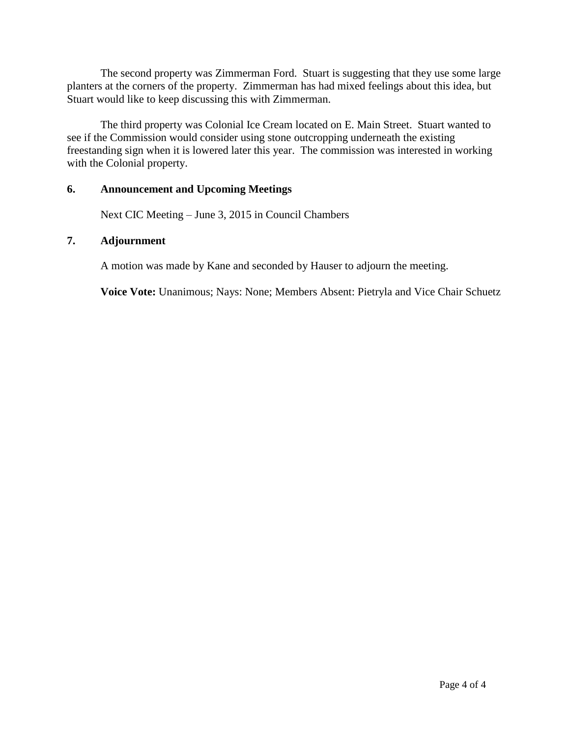The second property was Zimmerman Ford. Stuart is suggesting that they use some large planters at the corners of the property. Zimmerman has had mixed feelings about this idea, but Stuart would like to keep discussing this with Zimmerman.

The third property was Colonial Ice Cream located on E. Main Street. Stuart wanted to see if the Commission would consider using stone outcropping underneath the existing freestanding sign when it is lowered later this year. The commission was interested in working with the Colonial property.

## 6. Announcement and Upcoming Meetings

Next CIC Meeting – June 3, 2015 in Council Chambers

## 7. Adjournment

A motion was made by Kane and seconded by Hauser to adjourn the meeting.

**Voice Vote:** Unanimous; Nays: None; Members Absent: Pietryla and Vice Chair Schuetz